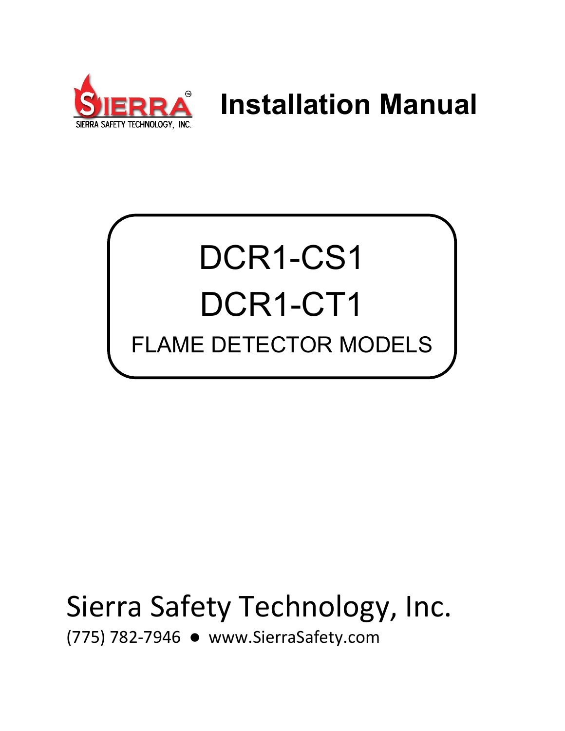SIERRA
SIERRA SAFETY TECHNOLOGY, INC.

# Installation Manual

## DCR1-CS1
## DCR1-CT1
FLAME DETECTOR MODELS

Sierra Safety Technology, Inc.

(775) 782-7946 ● www.SierraSafety.com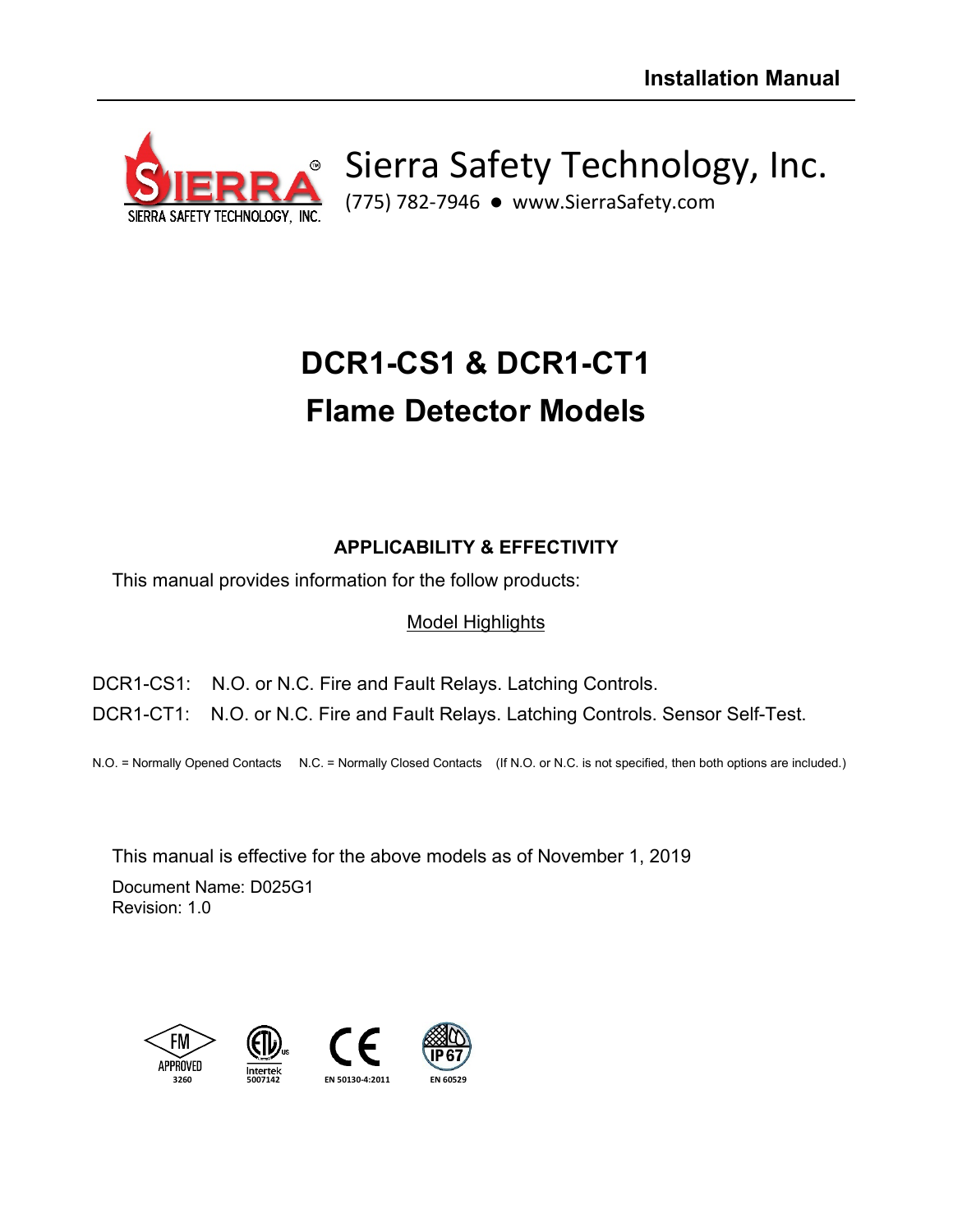Installation Manual

Sierra Safety Technology, Inc.

(775) 782-7946 ● www.SierraSafety.com

# DCR1-CS1 & DCR1-CT1
# Flame Detector Models

### APPLICABILITY & EFFECTIVITY

This manual provides information for the follow products:

Model Highlights

DCR1-CS1: N.O. or N.C. Fire and Fault Relays. Latching Controls.

DCR1-CT1: N.O. or N.C. Fire and Fault Relays. Latching Controls. Sensor Self-Test.

N.O. = Normally Opened Contacts N.C. = Normally Closed Contacts (If N.O. or N.C. is not specified, then both options are included.)

This manual is effective for the above models as of November 1, 2019

Document Name: D025G1
Revision: 1.0

FM APPROVED 3260 | Intertek 5007142 | CE EN 50130-4:2011 | IP67 EN 60529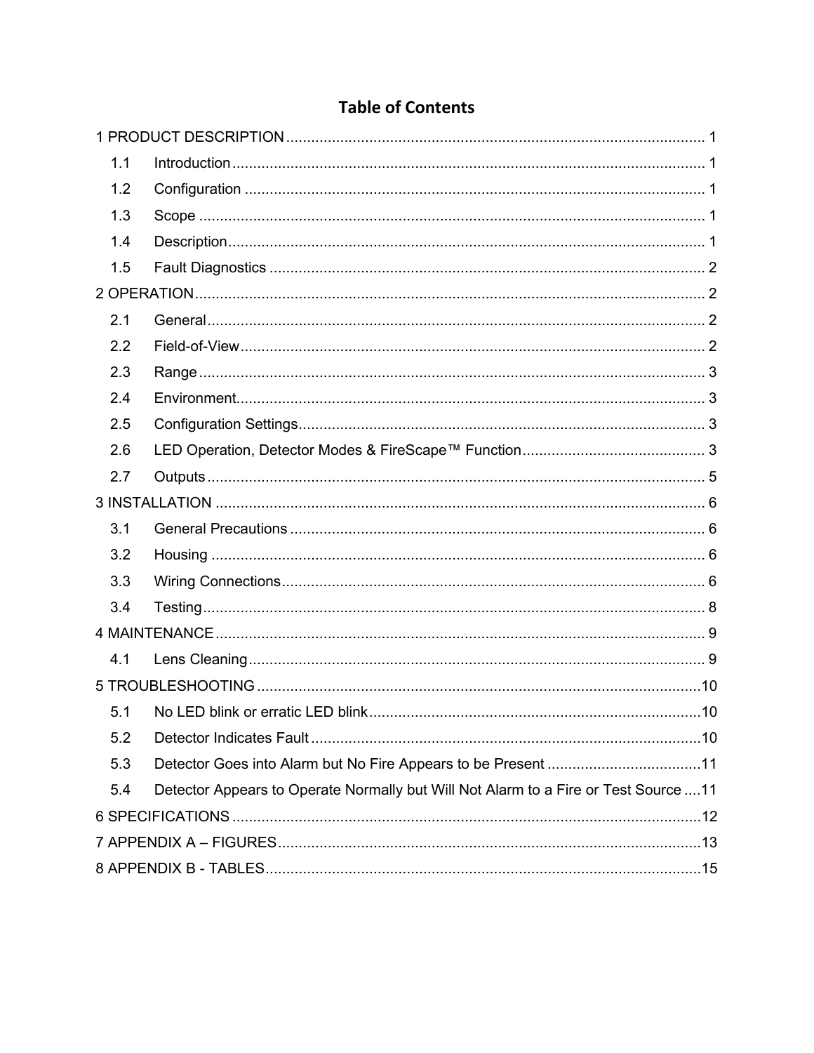# Table of Contents

1 PRODUCT DESCRIPTION ........................................................................................................ 1
- 1.1 Introduction ........................................................................................................ 1
- 1.2 Configuration ........................................................................................................ 1
- 1.3 Scope ........................................................................................................ 1
- 1.4 Description ........................................................................................................ 1
- 1.5 Fault Diagnostics ........................................................................................................ 2

2 OPERATION ........................................................................................................ 2
- 2.1 General ........................................................................................................ 2
- 2.2 Field-of-View ........................................................................................................ 2
- 2.3 Range ........................................................................................................ 3
- 2.4 Environment ........................................................................................................ 3
- 2.5 Configuration Settings ........................................................................................................ 3
- 2.6 LED Operation, Detector Modes & FireScape™ Function ........................................................ 3
- 2.7 Outputs ........................................................................................................ 5

3 INSTALLATION ........................................................................................................ 6
- 3.1 General Precautions ........................................................................................................ 6
- 3.2 Housing ........................................................................................................ 6
- 3.3 Wiring Connections ........................................................................................................ 6
- 3.4 Testing ........................................................................................................ 8

4 MAINTENANCE ........................................................................................................ 9
- 4.1 Lens Cleaning ........................................................................................................ 9

5 TROUBLESHOOTING ........................................................................................................ 10
- 5.1 No LED blink or erratic LED blink ........................................................................................................ 10
- 5.2 Detector Indicates Fault ........................................................................................................ 10
- 5.3 Detector Goes into Alarm but No Fire Appears to be Present ........................................................ 11
- 5.4 Detector Appears to Operate Normally but Will Not Alarm to a Fire or Test Source .... 11

6 SPECIFICATIONS ........................................................................................................ 12

7 APPENDIX A – FIGURES ........................................................................................................ 13

8 APPENDIX B - TABLES ........................................................................................................ 15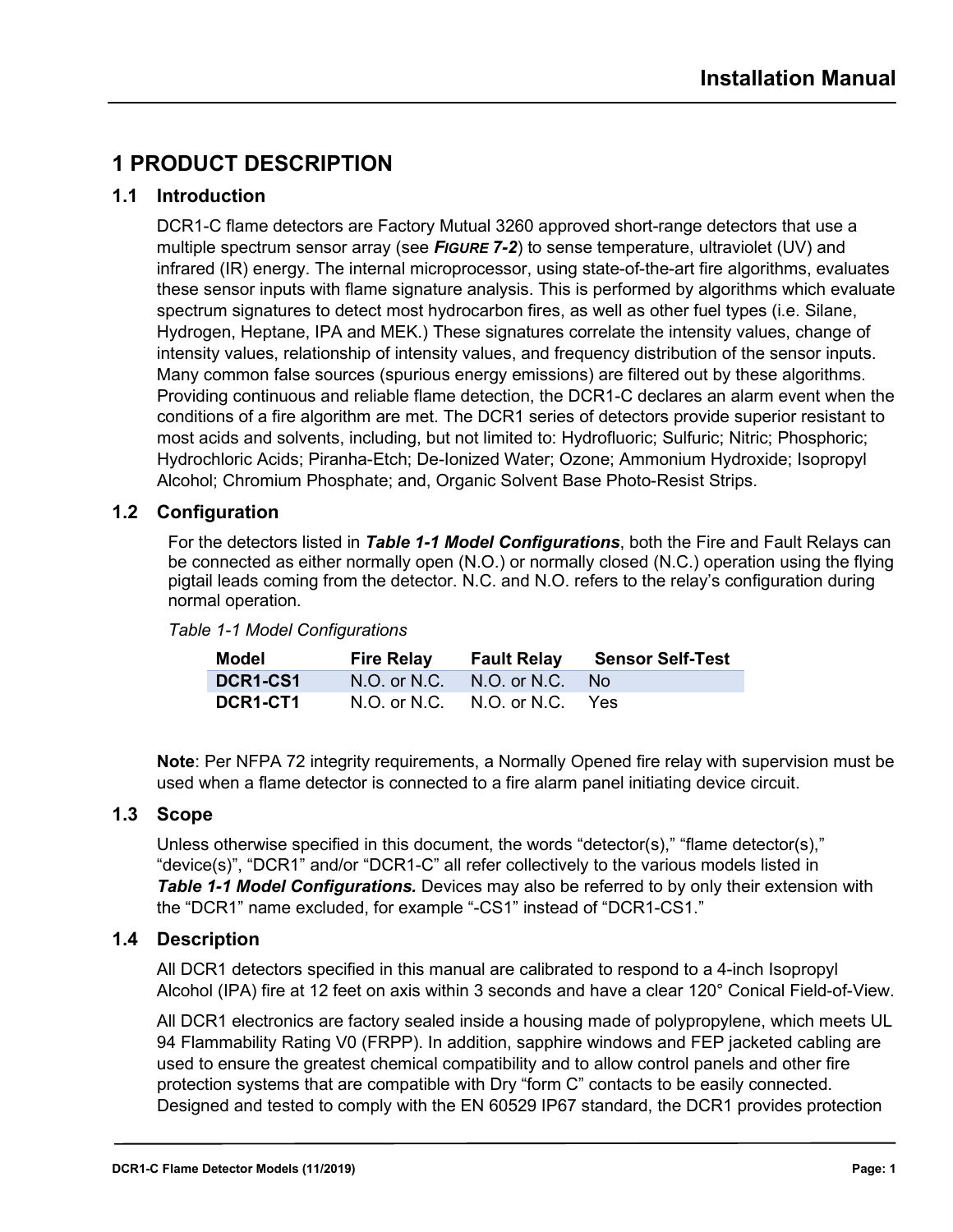# 1 PRODUCT DESCRIPTION

## 1.1 Introduction

DCR1-C flame detectors are Factory Mutual 3260 approved short-range detectors that use a multiple spectrum sensor array (see ***Figure 7-2***) to sense temperature, ultraviolet (UV) and infrared (IR) energy. The internal microprocessor, using state-of-the-art fire algorithms, evaluates these sensor inputs with flame signature analysis. This is performed by algorithms which evaluate spectrum signatures to detect most hydrocarbon fires, as well as other fuel types (i.e. Silane, Hydrogen, Heptane, IPA and MEK.) These signatures correlate the intensity values, change of intensity values, relationship of intensity values, and frequency distribution of the sensor inputs. Many common false sources (spurious energy emissions) are filtered out by these algorithms. Providing continuous and reliable flame detection, the DCR1-C declares an alarm event when the conditions of a fire algorithm are met. The DCR1 series of detectors provide superior resistant to most acids and solvents, including, but not limited to: Hydrofluoric; Sulfuric; Nitric; Phosphoric; Hydrochloric Acids; Piranha-Etch; De-Ionized Water; Ozone; Ammonium Hydroxide; Isopropyl Alcohol; Chromium Phosphate; and, Organic Solvent Base Photo-Resist Strips.

## 1.2 Configuration

For the detectors listed in ***Table 1-1 Model Configurations***, both the Fire and Fault Relays can be connected as either normally open (N.O.) or normally closed (N.C.) operation using the flying pigtail leads coming from the detector. N.C. and N.O. refers to the relay's configuration during normal operation.

*Table 1-1 Model Configurations*

| Model | Fire Relay | Fault Relay | Sensor Self-Test |
|---|---|---|---|
| **DCR1-CS1** | N.O. or N.C. | N.O. or N.C. | No |
| **DCR1-CT1** | N.O. or N.C. | N.O. or N.C. | Yes |

**Note**: Per NFPA 72 integrity requirements, a Normally Opened fire relay with supervision must be used when a flame detector is connected to a fire alarm panel initiating device circuit.

## 1.3 Scope

Unless otherwise specified in this document, the words "detector(s)," "flame detector(s)," "device(s)", "DCR1" and/or "DCR1-C" all refer collectively to the various models listed in ***Table 1-1 Model Configurations.*** Devices may also be referred to by only their extension with the "DCR1" name excluded, for example "-CS1" instead of "DCR1-CS1."

## 1.4 Description

All DCR1 detectors specified in this manual are calibrated to respond to a 4-inch Isopropyl Alcohol (IPA) fire at 12 feet on axis within 3 seconds and have a clear 120° Conical Field-of-View.

All DCR1 electronics are factory sealed inside a housing made of polypropylene, which meets UL 94 Flammability Rating V0 (FRPP). In addition, sapphire windows and FEP jacketed cabling are used to ensure the greatest chemical compatibility and to allow control panels and other fire protection systems that are compatible with Dry "form C" contacts to be easily connected. Designed and tested to comply with the EN 60529 IP67 standard, the DCR1 provides protection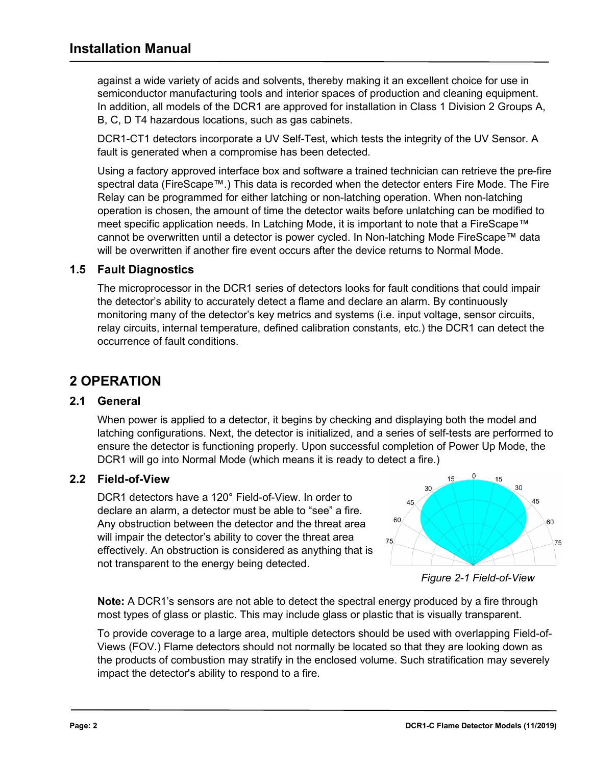against a wide variety of acids and solvents, thereby making it an excellent choice for use in semiconductor manufacturing tools and interior spaces of production and cleaning equipment. In addition, all models of the DCR1 are approved for installation in Class 1 Division 2 Groups A, B, C, D T4 hazardous locations, such as gas cabinets.

DCR1-CT1 detectors incorporate a UV Self-Test, which tests the integrity of the UV Sensor. A fault is generated when a compromise has been detected.

Using a factory approved interface box and software a trained technician can retrieve the pre-fire spectral data (FireScape™.) This data is recorded when the detector enters Fire Mode. The Fire Relay can be programmed for either latching or non-latching operation. When non-latching operation is chosen, the amount of time the detector waits before unlatching can be modified to meet specific application needs. In Latching Mode, it is important to note that a FireScape™ cannot be overwritten until a detector is power cycled. In Non-latching Mode FireScape™ data will be overwritten if another fire event occurs after the device returns to Normal Mode.

### 1.5 Fault Diagnostics

The microprocessor in the DCR1 series of detectors looks for fault conditions that could impair the detector's ability to accurately detect a flame and declare an alarm. By continuously monitoring many of the detector's key metrics and systems (i.e. input voltage, sensor circuits, relay circuits, internal temperature, defined calibration constants, etc.) the DCR1 can detect the occurrence of fault conditions.

## 2 OPERATION

### 2.1 General

When power is applied to a detector, it begins by checking and displaying both the model and latching configurations. Next, the detector is initialized, and a series of self-tests are performed to ensure the detector is functioning properly. Upon successful completion of Power Up Mode, the DCR1 will go into Normal Mode (which means it is ready to detect a fire.)

### 2.2 Field-of-View

DCR1 detectors have a 120° Field-of-View. In order to declare an alarm, a detector must be able to "see" a fire. Any obstruction between the detector and the threat area will impair the detector's ability to cover the threat area effectively. An obstruction is considered as anything that is not transparent to the energy being detected.

*Figure 2-1 Field-of-View*

**Note:** A DCR1's sensors are not able to detect the spectral energy produced by a fire through most types of glass or plastic. This may include glass or plastic that is visually transparent.

To provide coverage to a large area, multiple detectors should be used with overlapping Field-of-Views (FOV.) Flame detectors should not normally be located so that they are looking down as the products of combustion may stratify in the enclosed volume. Such stratification may severely impact the detector's ability to respond to a fire.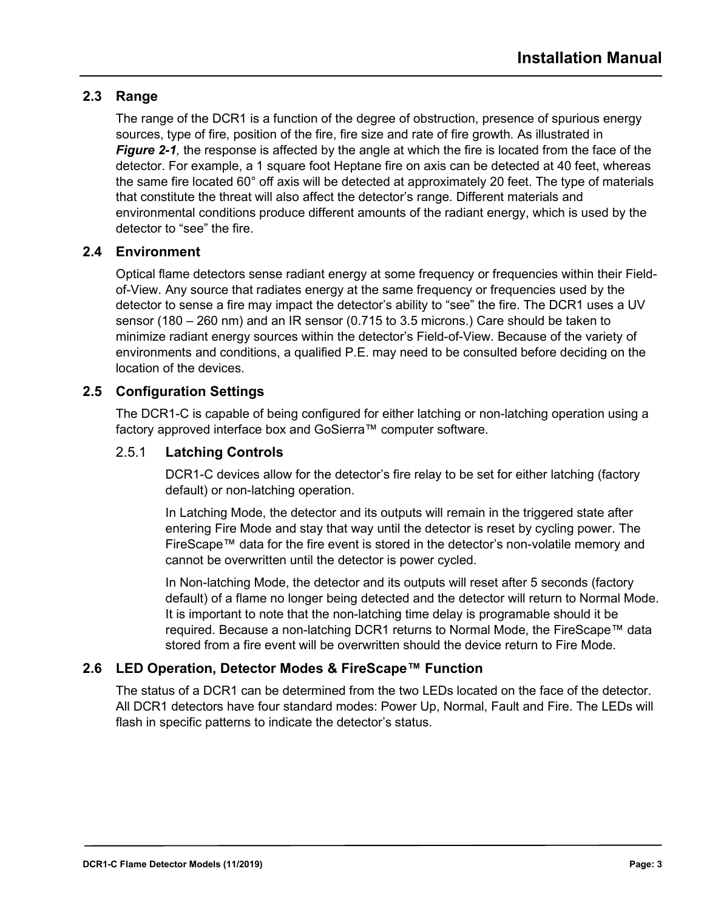## 2.3 Range

The range of the DCR1 is a function of the degree of obstruction, presence of spurious energy sources, type of fire, position of the fire, fire size and rate of fire growth. As illustrated in ***Figure 2-1**,* the response is affected by the angle at which the fire is located from the face of the detector. For example, a 1 square foot Heptane fire on axis can be detected at 40 feet, whereas the same fire located 60° off axis will be detected at approximately 20 feet. The type of materials that constitute the threat will also affect the detector's range. Different materials and environmental conditions produce different amounts of the radiant energy, which is used by the detector to "see" the fire.

## 2.4 Environment

Optical flame detectors sense radiant energy at some frequency or frequencies within their Field-of-View. Any source that radiates energy at the same frequency or frequencies used by the detector to sense a fire may impact the detector's ability to "see" the fire. The DCR1 uses a UV sensor (180 – 260 nm) and an IR sensor (0.715 to 3.5 microns.) Care should be taken to minimize radiant energy sources within the detector's Field-of-View. Because of the variety of environments and conditions, a qualified P.E. may need to be consulted before deciding on the location of the devices.

## 2.5 Configuration Settings

The DCR1-C is capable of being configured for either latching or non-latching operation using a factory approved interface box and GoSierra™ computer software.

### 2.5.1 Latching Controls

DCR1-C devices allow for the detector's fire relay to be set for either latching (factory default) or non-latching operation.

In Latching Mode, the detector and its outputs will remain in the triggered state after entering Fire Mode and stay that way until the detector is reset by cycling power. The FireScape™ data for the fire event is stored in the detector's non-volatile memory and cannot be overwritten until the detector is power cycled.

In Non-latching Mode, the detector and its outputs will reset after 5 seconds (factory default) of a flame no longer being detected and the detector will return to Normal Mode. It is important to note that the non-latching time delay is programable should it be required. Because a non-latching DCR1 returns to Normal Mode, the FireScape™ data stored from a fire event will be overwritten should the device return to Fire Mode.

## 2.6 LED Operation, Detector Modes & FireScape™ Function

The status of a DCR1 can be determined from the two LEDs located on the face of the detector. All DCR1 detectors have four standard modes: Power Up, Normal, Fault and Fire. The LEDs will flash in specific patterns to indicate the detector's status.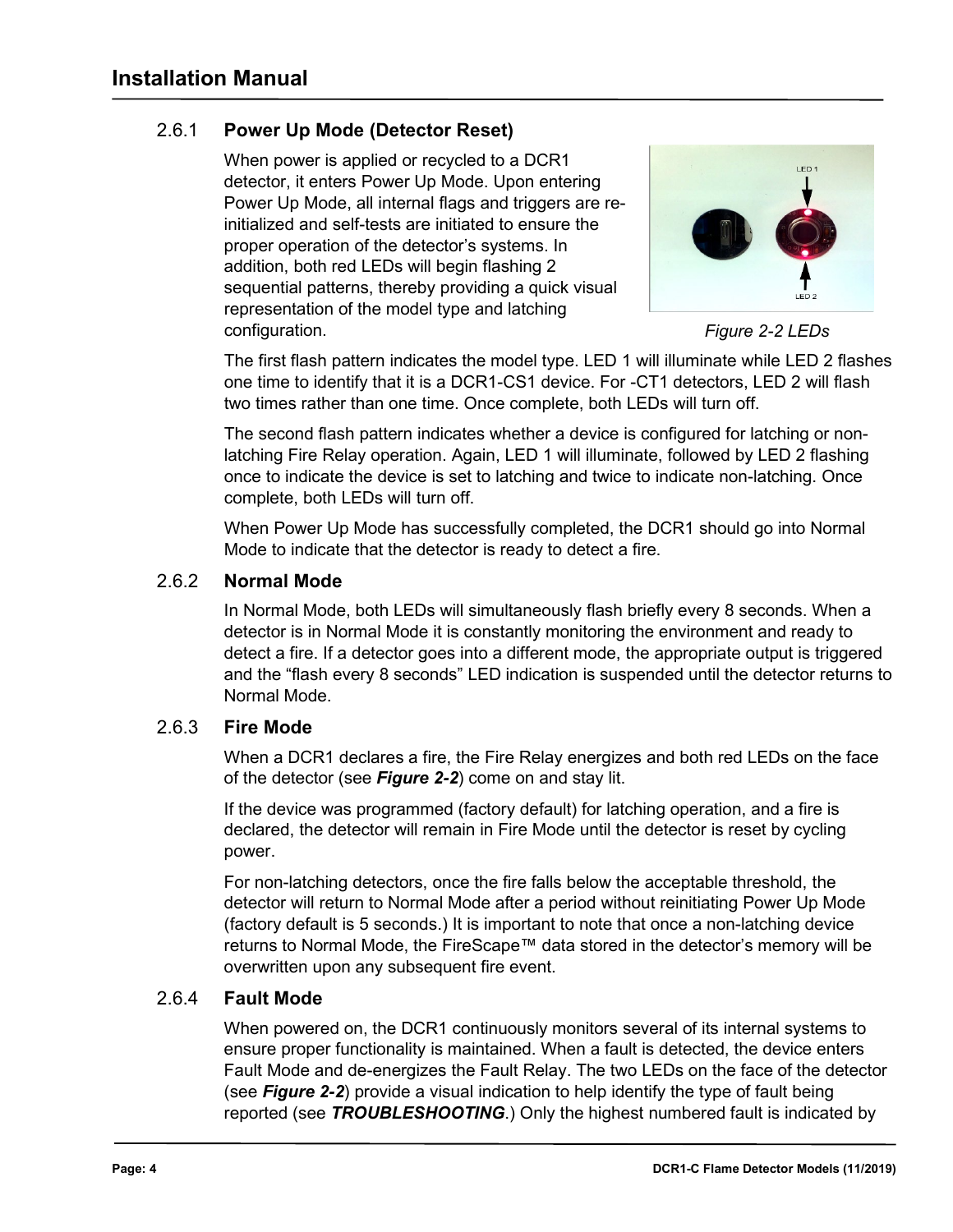### 2.6.1 Power Up Mode (Detector Reset)

When power is applied or recycled to a DCR1 detector, it enters Power Up Mode. Upon entering Power Up Mode, all internal flags and triggers are re-initialized and self-tests are initiated to ensure the proper operation of the detector's systems. In addition, both red LEDs will begin flashing 2 sequential patterns, thereby providing a quick visual representation of the model type and latching configuration.

*Figure 2-2 LEDs*

The first flash pattern indicates the model type. LED 1 will illuminate while LED 2 flashes one time to identify that it is a DCR1-CS1 device. For -CT1 detectors, LED 2 will flash two times rather than one time. Once complete, both LEDs will turn off.

The second flash pattern indicates whether a device is configured for latching or non-latching Fire Relay operation. Again, LED 1 will illuminate, followed by LED 2 flashing once to indicate the device is set to latching and twice to indicate non-latching. Once complete, both LEDs will turn off.

When Power Up Mode has successfully completed, the DCR1 should go into Normal Mode to indicate that the detector is ready to detect a fire.

### 2.6.2 Normal Mode

In Normal Mode, both LEDs will simultaneously flash briefly every 8 seconds. When a detector is in Normal Mode it is constantly monitoring the environment and ready to detect a fire. If a detector goes into a different mode, the appropriate output is triggered and the "flash every 8 seconds" LED indication is suspended until the detector returns to Normal Mode.

### 2.6.3 Fire Mode

When a DCR1 declares a fire, the Fire Relay energizes and both red LEDs on the face of the detector (see ***Figure 2-2***) come on and stay lit.

If the device was programmed (factory default) for latching operation, and a fire is declared, the detector will remain in Fire Mode until the detector is reset by cycling power.

For non-latching detectors, once the fire falls below the acceptable threshold, the detector will return to Normal Mode after a period without reinitiating Power Up Mode (factory default is 5 seconds.) It is important to note that once a non-latching device returns to Normal Mode, the FireScape™ data stored in the detector's memory will be overwritten upon any subsequent fire event.

### 2.6.4 Fault Mode

When powered on, the DCR1 continuously monitors several of its internal systems to ensure proper functionality is maintained. When a fault is detected, the device enters Fault Mode and de-energizes the Fault Relay. The two LEDs on the face of the detector (see ***Figure 2-2***) provide a visual indication to help identify the type of fault being reported (see ***TROUBLESHOOTING***.) Only the highest numbered fault is indicated by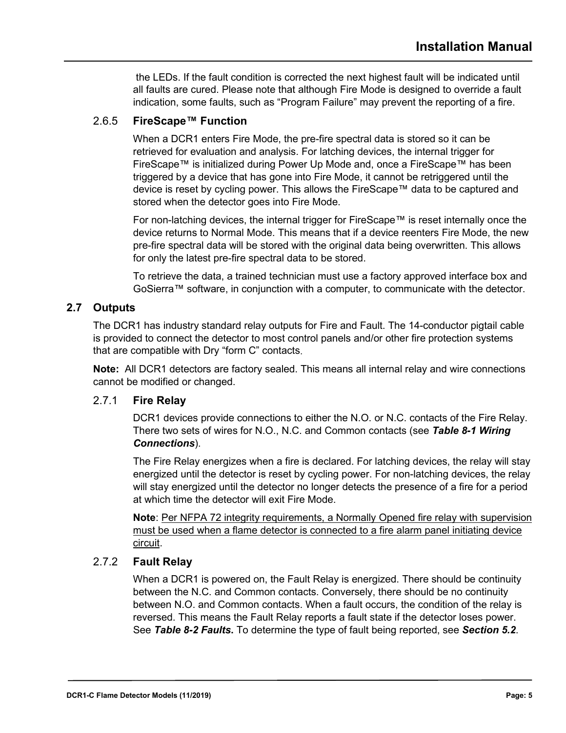the LEDs. If the fault condition is corrected the next highest fault will be indicated until all faults are cured. Please note that although Fire Mode is designed to override a fault indication, some faults, such as “Program Failure” may prevent the reporting of a fire.

### 2.6.5 FireScape™ Function

When a DCR1 enters Fire Mode, the pre-fire spectral data is stored so it can be retrieved for evaluation and analysis. For latching devices, the internal trigger for FireScape™ is initialized during Power Up Mode and, once a FireScape™ has been triggered by a device that has gone into Fire Mode, it cannot be retriggered until the device is reset by cycling power. This allows the FireScape™ data to be captured and stored when the detector goes into Fire Mode.

For non-latching devices, the internal trigger for FireScape™ is reset internally once the device returns to Normal Mode. This means that if a device reenters Fire Mode, the new pre-fire spectral data will be stored with the original data being overwritten. This allows for only the latest pre-fire spectral data to be stored.

To retrieve the data, a trained technician must use a factory approved interface box and GoSierra™ software, in conjunction with a computer, to communicate with the detector.

## 2.7 Outputs

The DCR1 has industry standard relay outputs for Fire and Fault. The 14-conductor pigtail cable is provided to connect the detector to most control panels and/or other fire protection systems that are compatible with Dry “form C” contacts.

**Note:** All DCR1 detectors are factory sealed. This means all internal relay and wire connections cannot be modified or changed.

### 2.7.1 Fire Relay

DCR1 devices provide connections to either the N.O. or N.C. contacts of the Fire Relay. There two sets of wires for N.O., N.C. and Common contacts (see ***Table 8-1 Wiring Connections***).

The Fire Relay energizes when a fire is declared. For latching devices, the relay will stay energized until the detector is reset by cycling power. For non-latching devices, the relay will stay energized until the detector no longer detects the presence of a fire for a period at which time the detector will exit Fire Mode.

**Note**: Per NFPA 72 integrity requirements, a Normally Opened fire relay with supervision must be used when a flame detector is connected to a fire alarm panel initiating device circuit.

### 2.7.2 Fault Relay

When a DCR1 is powered on, the Fault Relay is energized. There should be continuity between the N.C. and Common contacts. Conversely, there should be no continuity between N.O. and Common contacts. When a fault occurs, the condition of the relay is reversed. This means the Fault Relay reports a fault state if the detector loses power. See ***Table 8-2 Faults.*** To determine the type of fault being reported, see ***Section 5.2***.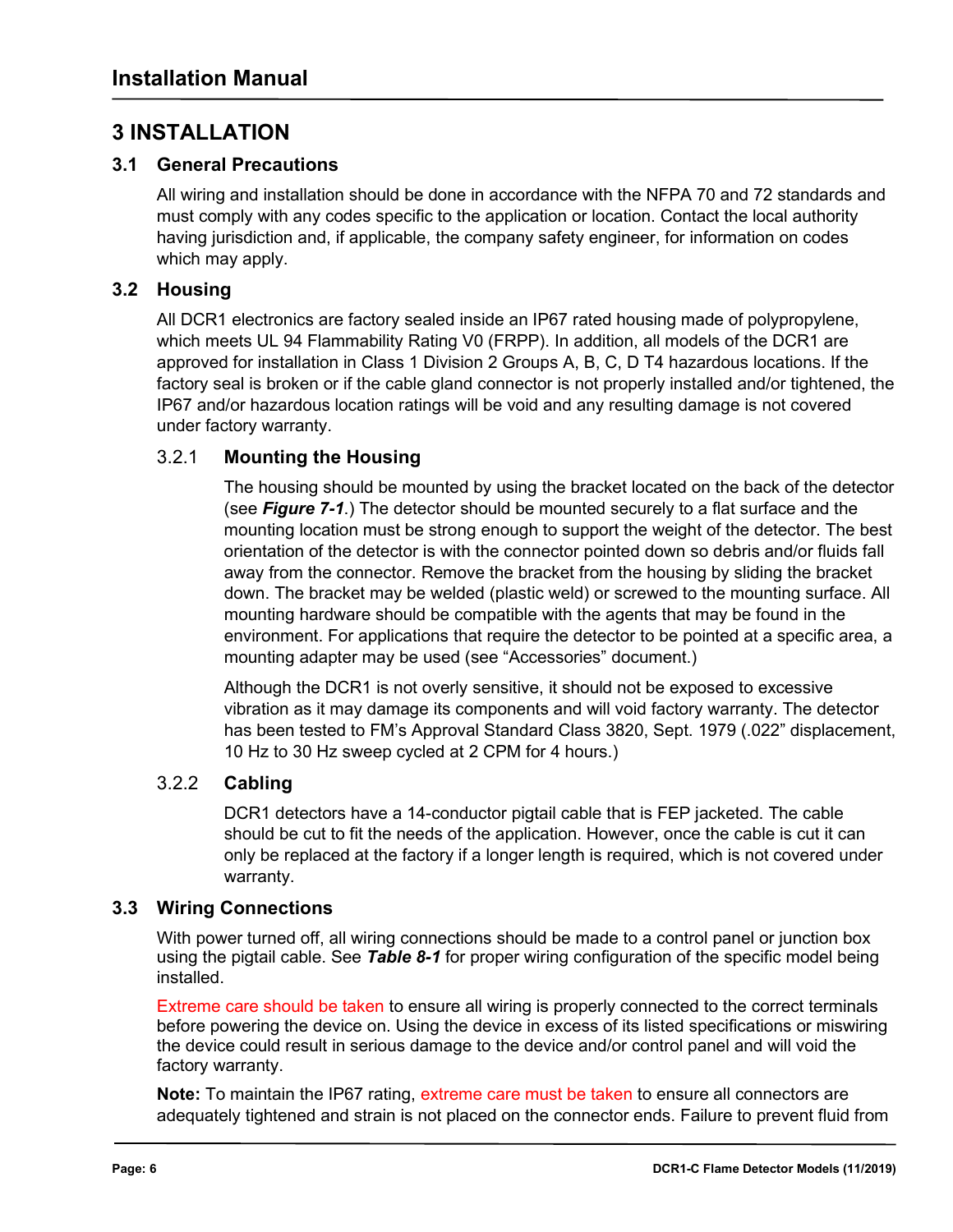# 3 INSTALLATION

## 3.1 General Precautions

All wiring and installation should be done in accordance with the NFPA 70 and 72 standards and must comply with any codes specific to the application or location. Contact the local authority having jurisdiction and, if applicable, the company safety engineer, for information on codes which may apply.

## 3.2 Housing

All DCR1 electronics are factory sealed inside an IP67 rated housing made of polypropylene, which meets UL 94 Flammability Rating V0 (FRPP). In addition, all models of the DCR1 are approved for installation in Class 1 Division 2 Groups A, B, C, D T4 hazardous locations. If the factory seal is broken or if the cable gland connector is not properly installed and/or tightened, the IP67 and/or hazardous location ratings will be void and any resulting damage is not covered under factory warranty.

### 3.2.1 Mounting the Housing

The housing should be mounted by using the bracket located on the back of the detector (see ***Figure 7-1***.) The detector should be mounted securely to a flat surface and the mounting location must be strong enough to support the weight of the detector. The best orientation of the detector is with the connector pointed down so debris and/or fluids fall away from the connector. Remove the bracket from the housing by sliding the bracket down. The bracket may be welded (plastic weld) or screwed to the mounting surface. All mounting hardware should be compatible with the agents that may be found in the environment. For applications that require the detector to be pointed at a specific area, a mounting adapter may be used (see "Accessories" document.)

Although the DCR1 is not overly sensitive, it should not be exposed to excessive vibration as it may damage its components and will void factory warranty. The detector has been tested to FM's Approval Standard Class 3820, Sept. 1979 (.022" displacement, 10 Hz to 30 Hz sweep cycled at 2 CPM for 4 hours.)

### 3.2.2 Cabling

DCR1 detectors have a 14-conductor pigtail cable that is FEP jacketed. The cable should be cut to fit the needs of the application. However, once the cable is cut it can only be replaced at the factory if a longer length is required, which is not covered under warranty.

## 3.3 Wiring Connections

With power turned off, all wiring connections should be made to a control panel or junction box using the pigtail cable. See ***Table 8-1*** for proper wiring configuration of the specific model being installed.

Extreme care should be taken to ensure all wiring is properly connected to the correct terminals before powering the device on. Using the device in excess of its listed specifications or miswiring the device could result in serious damage to the device and/or control panel and will void the factory warranty.

**Note:** To maintain the IP67 rating, extreme care must be taken to ensure all connectors are adequately tightened and strain is not placed on the connector ends. Failure to prevent fluid from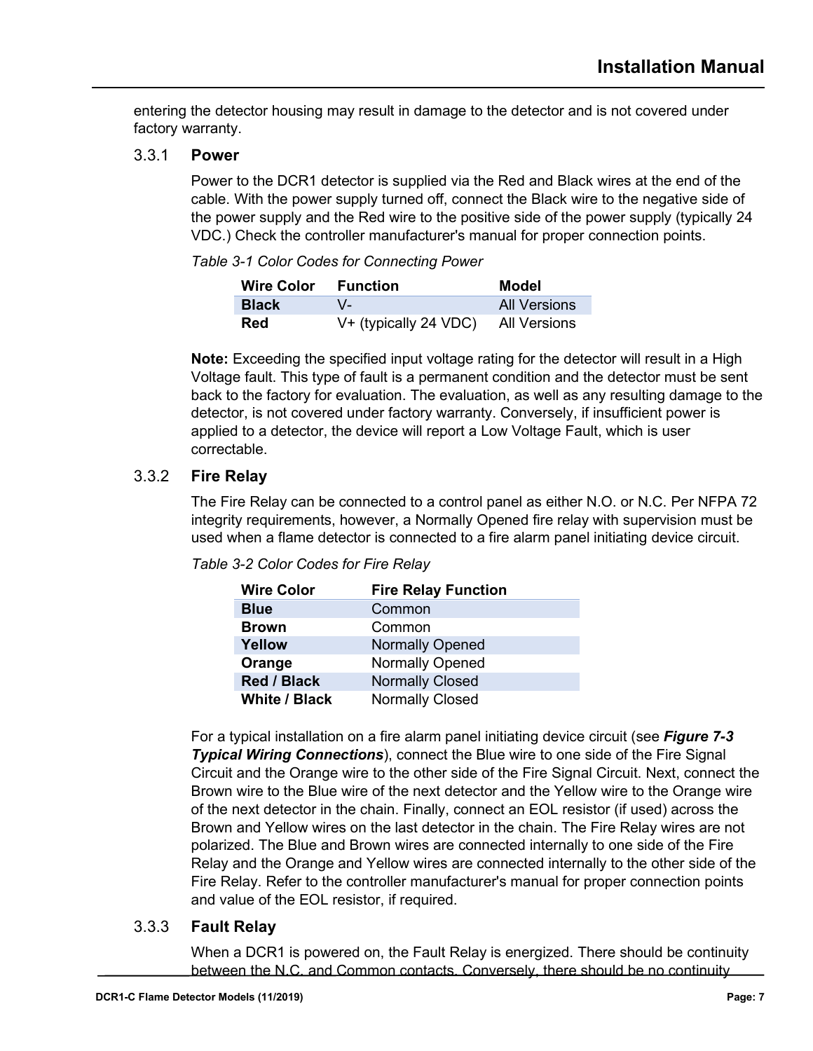entering the detector housing may result in damage to the detector and is not covered under factory warranty.

### 3.3.1 Power

Power to the DCR1 detector is supplied via the Red and Black wires at the end of the cable. With the power supply turned off, connect the Black wire to the negative side of the power supply and the Red wire to the positive side of the power supply (typically 24 VDC.) Check the controller manufacturer's manual for proper connection points.

*Table 3-1 Color Codes for Connecting Power*

| Wire Color | Function | Model |
|---|---|---|
| **Black** | V- | All Versions |
| **Red** | V+ (typically 24 VDC) | All Versions |

**Note:** Exceeding the specified input voltage rating for the detector will result in a High Voltage fault. This type of fault is a permanent condition and the detector must be sent back to the factory for evaluation. The evaluation, as well as any resulting damage to the detector, is not covered under factory warranty. Conversely, if insufficient power is applied to a detector, the device will report a Low Voltage Fault, which is user correctable.

### 3.3.2 Fire Relay

The Fire Relay can be connected to a control panel as either N.O. or N.C. Per NFPA 72 integrity requirements, however, a Normally Opened fire relay with supervision must be used when a flame detector is connected to a fire alarm panel initiating device circuit.

*Table 3-2 Color Codes for Fire Relay*

| Wire Color | Fire Relay Function |
|---|---|
| **Blue** | Common |
| **Brown** | Common |
| **Yellow** | Normally Opened |
| **Orange** | Normally Opened |
| **Red / Black** | Normally Closed |
| **White / Black** | Normally Closed |

For a typical installation on a fire alarm panel initiating device circuit (see ***Figure 7-3 Typical Wiring Connections***), connect the Blue wire to one side of the Fire Signal Circuit and the Orange wire to the other side of the Fire Signal Circuit. Next, connect the Brown wire to the Blue wire of the next detector and the Yellow wire to the Orange wire of the next detector in the chain. Finally, connect an EOL resistor (if used) across the Brown and Yellow wires on the last detector in the chain. The Fire Relay wires are not polarized. The Blue and Brown wires are connected internally to one side of the Fire Relay and the Orange and Yellow wires are connected internally to the other side of the Fire Relay. Refer to the controller manufacturer's manual for proper connection points and value of the EOL resistor, if required.

### 3.3.3 Fault Relay

When a DCR1 is powered on, the Fault Relay is energized. There should be continuity between the N.C. and Common contacts. Conversely, there should be no continuity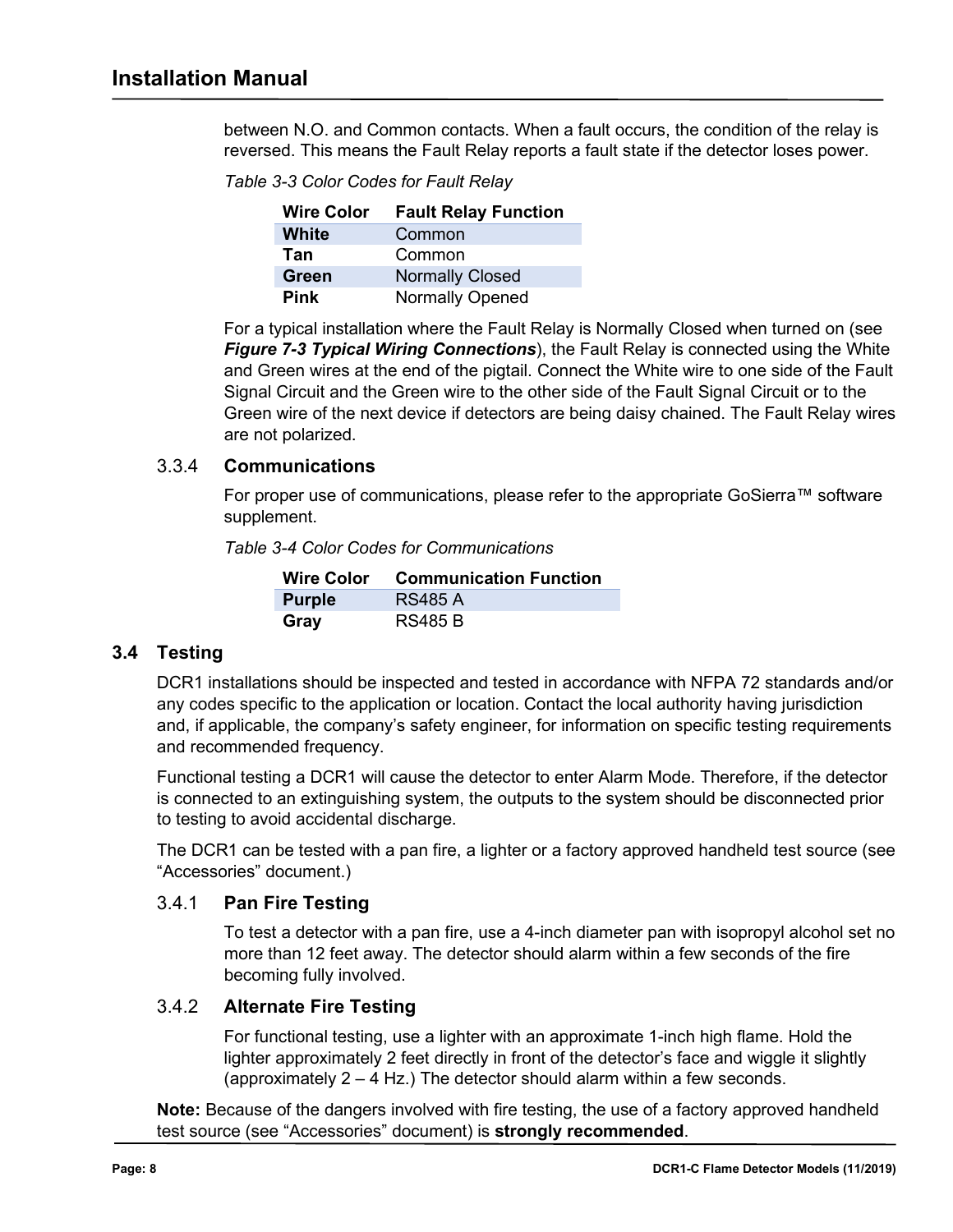between N.O. and Common contacts. When a fault occurs, the condition of the relay is reversed. This means the Fault Relay reports a fault state if the detector loses power.

*Table 3-3 Color Codes for Fault Relay*

| Wire Color | Fault Relay Function |
| --- | --- |
| **White** | Common |
| **Tan** | Common |
| **Green** | Normally Closed |
| **Pink** | Normally Opened |

For a typical installation where the Fault Relay is Normally Closed when turned on (see ***Figure 7-3 Typical Wiring Connections***), the Fault Relay is connected using the White and Green wires at the end of the pigtail. Connect the White wire to one side of the Fault Signal Circuit and the Green wire to the other side of the Fault Signal Circuit or to the Green wire of the next device if detectors are being daisy chained. The Fault Relay wires are not polarized.

### 3.3.4 Communications

For proper use of communications, please refer to the appropriate GoSierra™ software supplement.

*Table 3-4 Color Codes for Communications*

| Wire Color | Communication Function |
| --- | --- |
| **Purple** | RS485 A |
| **Gray** | RS485 B |

## 3.4 Testing

DCR1 installations should be inspected and tested in accordance with NFPA 72 standards and/or any codes specific to the application or location. Contact the local authority having jurisdiction and, if applicable, the company's safety engineer, for information on specific testing requirements and recommended frequency.

Functional testing a DCR1 will cause the detector to enter Alarm Mode. Therefore, if the detector is connected to an extinguishing system, the outputs to the system should be disconnected prior to testing to avoid accidental discharge.

The DCR1 can be tested with a pan fire, a lighter or a factory approved handheld test source (see "Accessories" document.)

### 3.4.1 Pan Fire Testing

To test a detector with a pan fire, use a 4-inch diameter pan with isopropyl alcohol set no more than 12 feet away. The detector should alarm within a few seconds of the fire becoming fully involved.

### 3.4.2 Alternate Fire Testing

For functional testing, use a lighter with an approximate 1-inch high flame. Hold the lighter approximately 2 feet directly in front of the detector's face and wiggle it slightly (approximately 2 – 4 Hz.) The detector should alarm within a few seconds.

**Note:** Because of the dangers involved with fire testing, the use of a factory approved handheld test source (see "Accessories" document) is **strongly recommended**.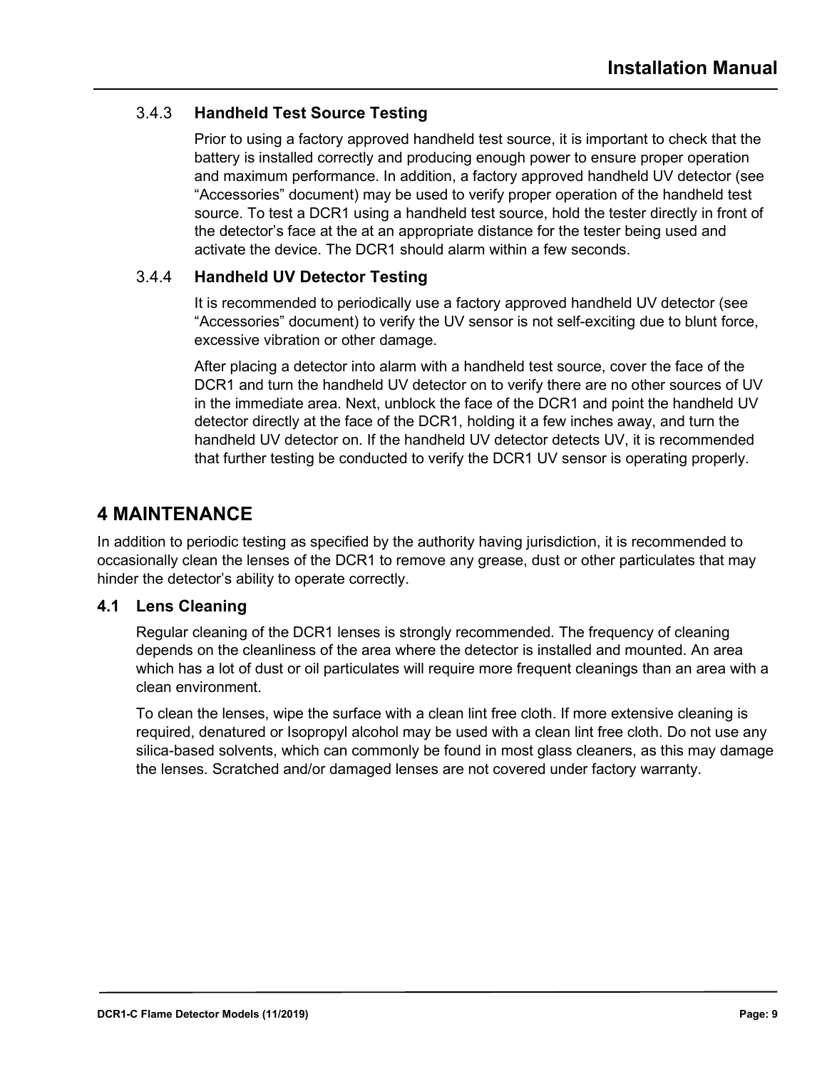### 3.4.3 Handheld Test Source Testing

Prior to using a factory approved handheld test source, it is important to check that the battery is installed correctly and producing enough power to ensure proper operation and maximum performance. In addition, a factory approved handheld UV detector (see "Accessories" document) may be used to verify proper operation of the handheld test source. To test a DCR1 using a handheld test source, hold the tester directly in front of the detector's face at the at an appropriate distance for the tester being used and activate the device. The DCR1 should alarm within a few seconds.

### 3.4.4 Handheld UV Detector Testing

It is recommended to periodically use a factory approved handheld UV detector (see "Accessories" document) to verify the UV sensor is not self-exciting due to blunt force, excessive vibration or other damage.

After placing a detector into alarm with a handheld test source, cover the face of the DCR1 and turn the handheld UV detector on to verify there are no other sources of UV in the immediate area. Next, unblock the face of the DCR1 and point the handheld UV detector directly at the face of the DCR1, holding it a few inches away, and turn the handheld UV detector on. If the handheld UV detector detects UV, it is recommended that further testing be conducted to verify the DCR1 UV sensor is operating properly.

# 4 MAINTENANCE

In addition to periodic testing as specified by the authority having jurisdiction, it is recommended to occasionally clean the lenses of the DCR1 to remove any grease, dust or other particulates that may hinder the detector's ability to operate correctly.

## 4.1 Lens Cleaning

Regular cleaning of the DCR1 lenses is strongly recommended. The frequency of cleaning depends on the cleanliness of the area where the detector is installed and mounted. An area which has a lot of dust or oil particulates will require more frequent cleanings than an area with a clean environment.

To clean the lenses, wipe the surface with a clean lint free cloth. If more extensive cleaning is required, denatured or Isopropyl alcohol may be used with a clean lint free cloth. Do not use any silica-based solvents, which can commonly be found in most glass cleaners, as this may damage the lenses. Scratched and/or damaged lenses are not covered under factory warranty.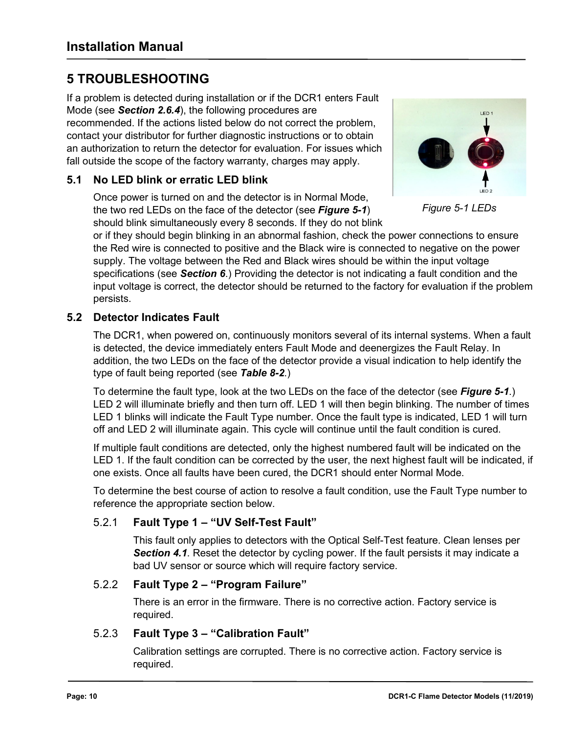# 5 TROUBLESHOOTING

If a problem is detected during installation or if the DCR1 enters Fault Mode (see ***Section 2.6.4***), the following procedures are recommended. If the actions listed below do not correct the problem, contact your distributor for further diagnostic instructions or to obtain an authorization to return the detector for evaluation. For issues which fall outside the scope of the factory warranty, charges may apply.

## 5.1 No LED blink or erratic LED blink

Once power is turned on and the detector is in Normal Mode, the two red LEDs on the face of the detector (see ***Figure 5-1***) should blink simultaneously every 8 seconds. If they do not blink or if they should begin blinking in an abnormal fashion, check the power connections to ensure the Red wire is connected to positive and the Black wire is connected to negative on the power supply. The voltage between the Red and Black wires should be within the input voltage specifications (see ***Section 6***.) Providing the detector is not indicating a fault condition and the input voltage is correct, the detector should be returned to the factory for evaluation if the problem persists.

*Figure 5-1 LEDs*

## 5.2 Detector Indicates Fault

The DCR1, when powered on, continuously monitors several of its internal systems. When a fault is detected, the device immediately enters Fault Mode and deenergizes the Fault Relay. In addition, the two LEDs on the face of the detector provide a visual indication to help identify the type of fault being reported (see ***Table 8-2***.)

To determine the fault type, look at the two LEDs on the face of the detector (see ***Figure 5-1***.) LED 2 will illuminate briefly and then turn off. LED 1 will then begin blinking. The number of times LED 1 blinks will indicate the Fault Type number. Once the fault type is indicated, LED 1 will turn off and LED 2 will illuminate again. This cycle will continue until the fault condition is cured.

If multiple fault conditions are detected, only the highest numbered fault will be indicated on the LED 1. If the fault condition can be corrected by the user, the next highest fault will be indicated, if one exists. Once all faults have been cured, the DCR1 should enter Normal Mode.

To determine the best course of action to resolve a fault condition, use the Fault Type number to reference the appropriate section below.

### 5.2.1 Fault Type 1 – "UV Self-Test Fault"

This fault only applies to detectors with the Optical Self-Test feature. Clean lenses per ***Section 4.1***. Reset the detector by cycling power. If the fault persists it may indicate a bad UV sensor or source which will require factory service.

### 5.2.2 Fault Type 2 – "Program Failure"

There is an error in the firmware. There is no corrective action. Factory service is required.

### 5.2.3 Fault Type 3 – "Calibration Fault"

Calibration settings are corrupted. There is no corrective action. Factory service is required.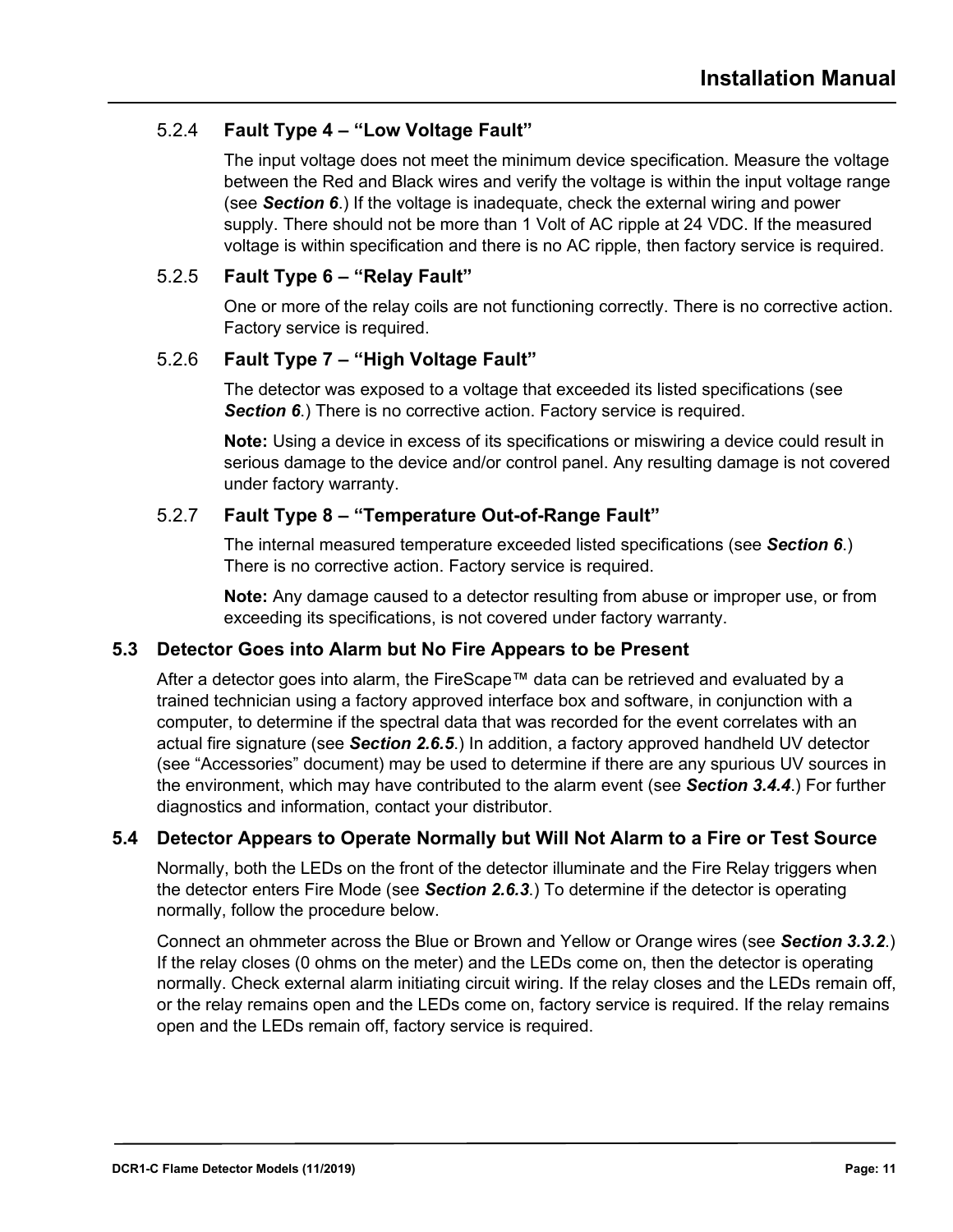#### 5.2.4 Fault Type 4 – "Low Voltage Fault"

The input voltage does not meet the minimum device specification. Measure the voltage between the Red and Black wires and verify the voltage is within the input voltage range (see ***Section 6***.) If the voltage is inadequate, check the external wiring and power supply. There should not be more than 1 Volt of AC ripple at 24 VDC. If the measured voltage is within specification and there is no AC ripple, then factory service is required.

#### 5.2.5 Fault Type 6 – "Relay Fault"

One or more of the relay coils are not functioning correctly. There is no corrective action. Factory service is required.

#### 5.2.6 Fault Type 7 – "High Voltage Fault"

The detector was exposed to a voltage that exceeded its listed specifications (see ***Section 6***.) There is no corrective action. Factory service is required.

**Note:** Using a device in excess of its specifications or miswiring a device could result in serious damage to the device and/or control panel. Any resulting damage is not covered under factory warranty.

#### 5.2.7 Fault Type 8 – "Temperature Out-of-Range Fault"

The internal measured temperature exceeded listed specifications (see ***Section 6***.) There is no corrective action. Factory service is required.

**Note:** Any damage caused to a detector resulting from abuse or improper use, or from exceeding its specifications, is not covered under factory warranty.

### 5.3 Detector Goes into Alarm but No Fire Appears to be Present

After a detector goes into alarm, the FireScape™ data can be retrieved and evaluated by a trained technician using a factory approved interface box and software, in conjunction with a computer, to determine if the spectral data that was recorded for the event correlates with an actual fire signature (see ***Section 2.6.5***.) In addition, a factory approved handheld UV detector (see "Accessories" document) may be used to determine if there are any spurious UV sources in the environment, which may have contributed to the alarm event (see ***Section 3.4.4***.) For further diagnostics and information, contact your distributor.

### 5.4 Detector Appears to Operate Normally but Will Not Alarm to a Fire or Test Source

Normally, both the LEDs on the front of the detector illuminate and the Fire Relay triggers when the detector enters Fire Mode (see ***Section 2.6.3***.) To determine if the detector is operating normally, follow the procedure below.

Connect an ohmmeter across the Blue or Brown and Yellow or Orange wires (see ***Section 3.3.2***.) If the relay closes (0 ohms on the meter) and the LEDs come on, then the detector is operating normally. Check external alarm initiating circuit wiring. If the relay closes and the LEDs remain off, or the relay remains open and the LEDs come on, factory service is required. If the relay remains open and the LEDs remain off, factory service is required.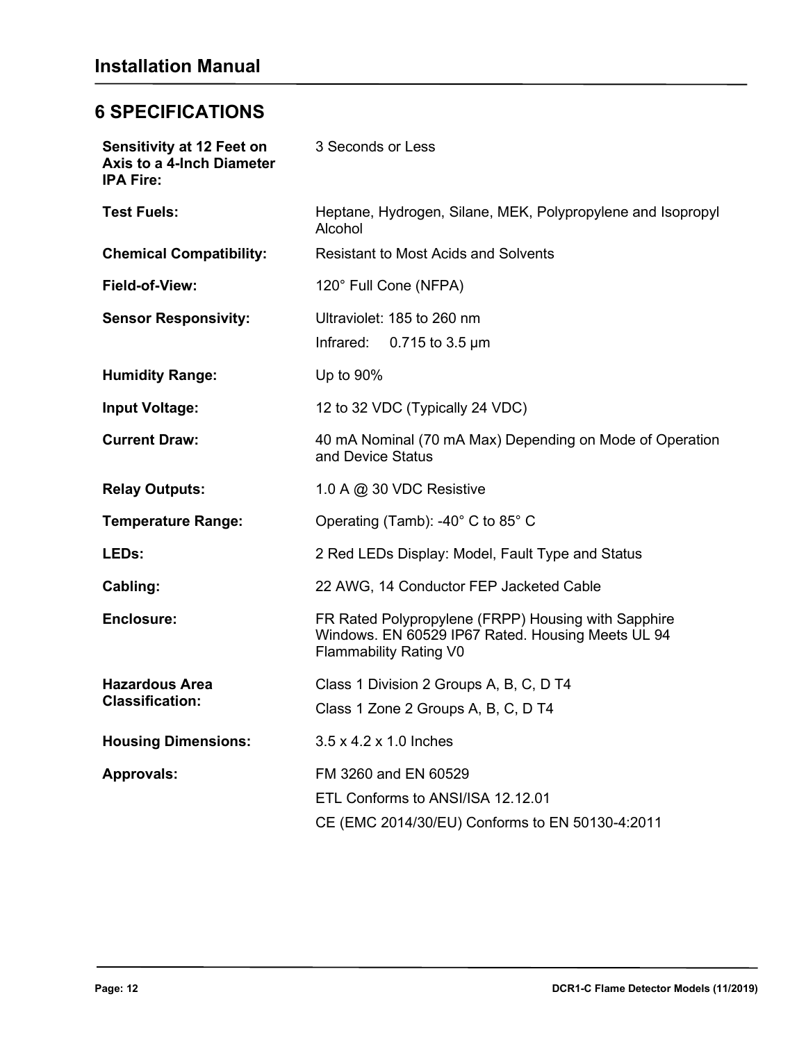## 6 SPECIFICATIONS

| | |
|---|---|
| **Sensitivity at 12 Feet on Axis to a 4-Inch Diameter IPA Fire:** | 3 Seconds or Less |
| **Test Fuels:** | Heptane, Hydrogen, Silane, MEK, Polypropylene and Isopropyl Alcohol |
| **Chemical Compatibility:** | Resistant to Most Acids and Solvents |
| **Field-of-View:** | 120° Full Cone (NFPA) |
| **Sensor Responsivity:** | Ultraviolet: 185 to 260 nm<br>Infrared: 0.715 to 3.5 μm |
| **Humidity Range:** | Up to 90% |
| **Input Voltage:** | 12 to 32 VDC (Typically 24 VDC) |
| **Current Draw:** | 40 mA Nominal (70 mA Max) Depending on Mode of Operation and Device Status |
| **Relay Outputs:** | 1.0 A @ 30 VDC Resistive |
| **Temperature Range:** | Operating (Tamb): -40° C to 85° C |
| **LEDs:** | 2 Red LEDs Display: Model, Fault Type and Status |
| **Cabling:** | 22 AWG, 14 Conductor FEP Jacketed Cable |
| **Enclosure:** | FR Rated Polypropylene (FRPP) Housing with Sapphire Windows. EN 60529 IP67 Rated. Housing Meets UL 94 Flammability Rating V0 |
| **Hazardous Area Classification:** | Class 1 Division 2 Groups A, B, C, D T4<br>Class 1 Zone 2 Groups A, B, C, D T4 |
| **Housing Dimensions:** | 3.5 x 4.2 x 1.0 Inches |
| **Approvals:** | FM 3260 and EN 60529<br>ETL Conforms to ANSI/ISA 12.12.01<br>CE (EMC 2014/30/EU) Conforms to EN 50130-4:2011 |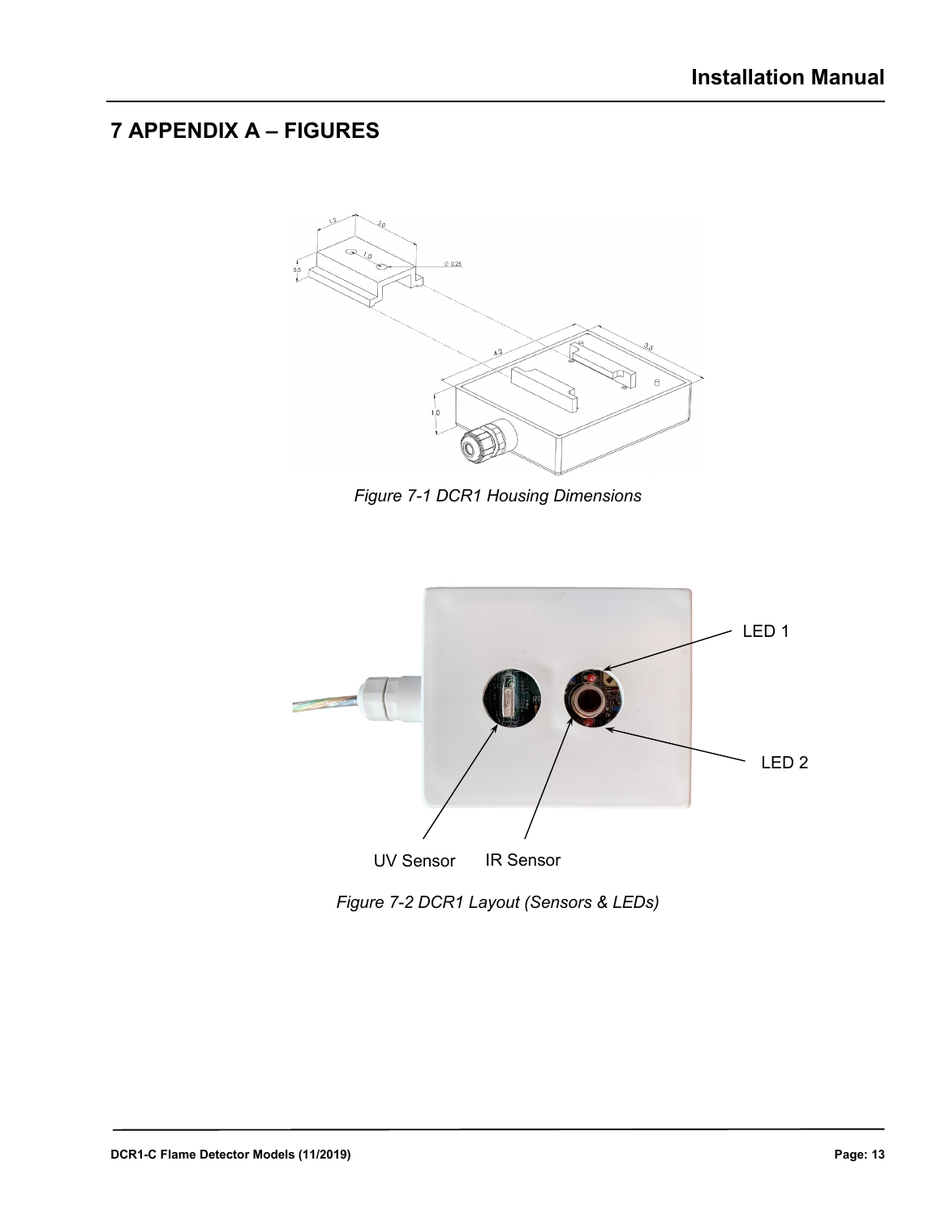# 7 APPENDIX A – FIGURES

*Figure 7-1 DCR1 Housing Dimensions*

*Figure 7-2 DCR1 Layout (Sensors & LEDs)*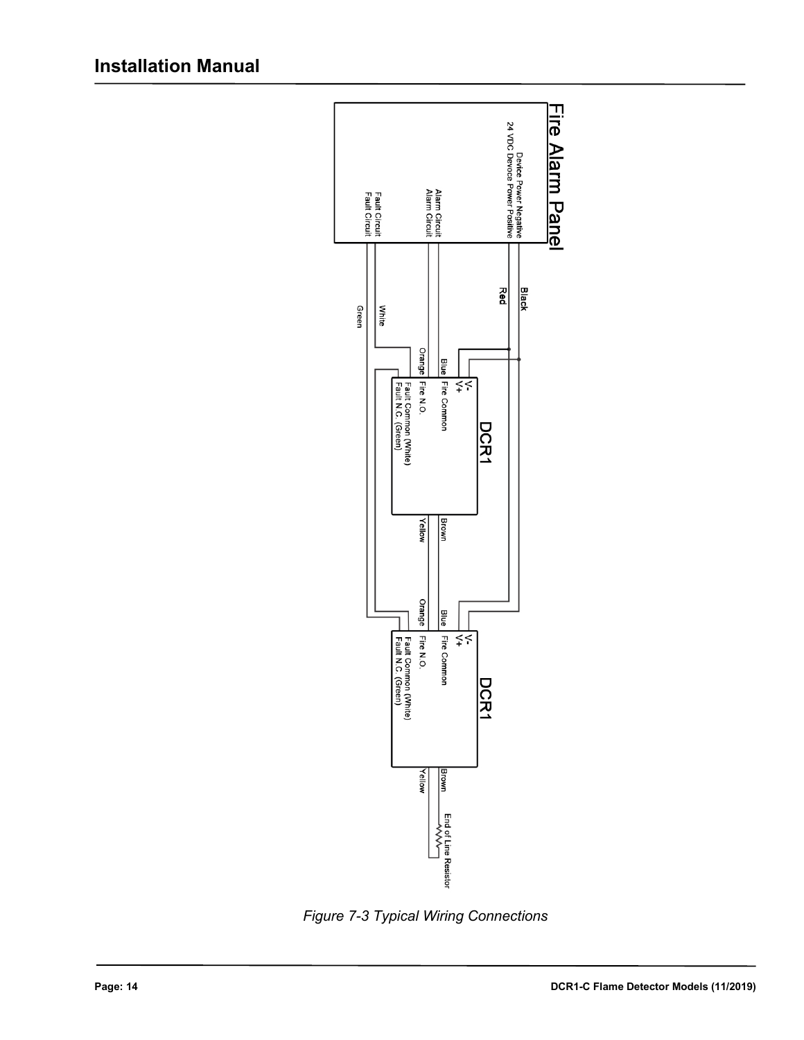*Figure 7-3 Typical Wiring Connections*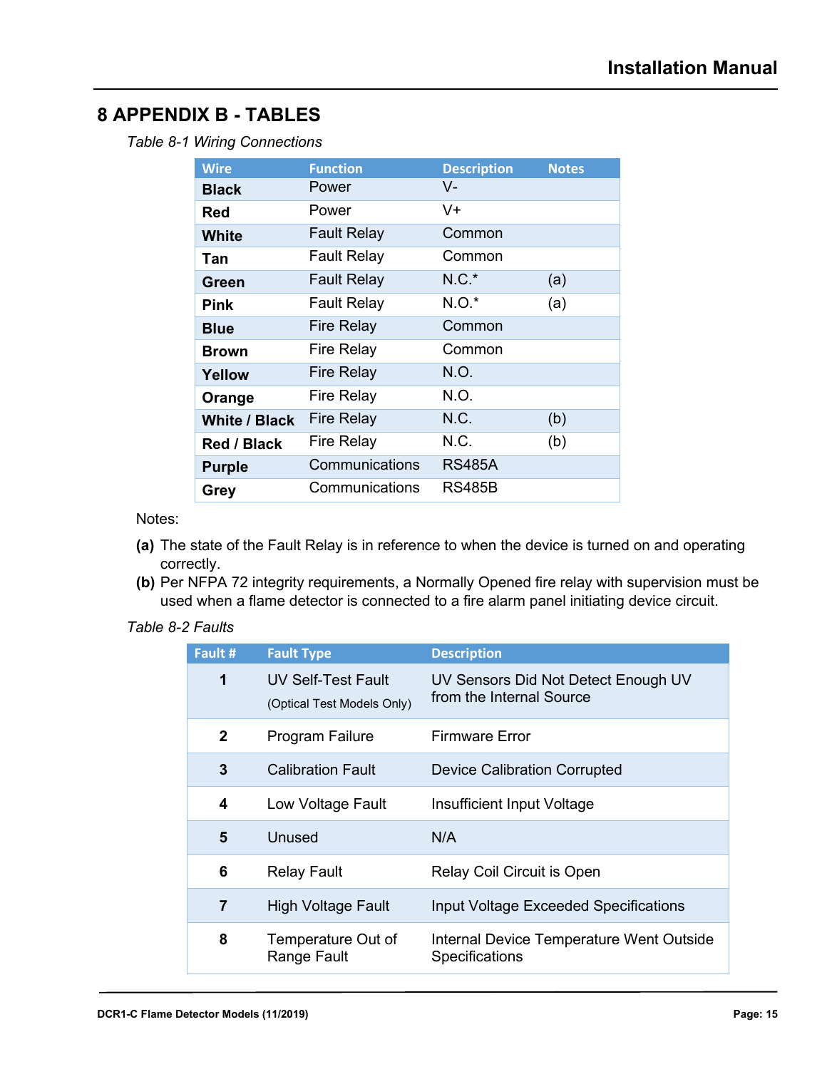# 8 APPENDIX B - TABLES

*Table 8-1 Wiring Connections*

| Wire | Function | Description | Notes |
|---|---|---|---|
| **Black** | Power | V- | |
| **Red** | Power | V+ | |
| **White** | Fault Relay | Common | |
| **Tan** | Fault Relay | Common | |
| **Green** | Fault Relay | N.C.* | (a) |
| **Pink** | Fault Relay | N.O.* | (a) |
| **Blue** | Fire Relay | Common | |
| **Brown** | Fire Relay | Common | |
| **Yellow** | Fire Relay | N.O. | |
| **Orange** | Fire Relay | N.O. | |
| **White / Black** | Fire Relay | N.C. | (b) |
| **Red / Black** | Fire Relay | N.C. | (b) |
| **Purple** | Communications | RS485A | |
| **Grey** | Communications | RS485B | |

Notes:

**(a)** The state of the Fault Relay is in reference to when the device is turned on and operating correctly.

**(b)** Per NFPA 72 integrity requirements, a Normally Opened fire relay with supervision must be used when a flame detector is connected to a fire alarm panel initiating device circuit.

*Table 8-2 Faults*

| Fault # | Fault Type | Description |
|---|---|---|
| **1** | UV Self-Test Fault (Optical Test Models Only) | UV Sensors Did Not Detect Enough UV from the Internal Source |
| **2** | Program Failure | Firmware Error |
| **3** | Calibration Fault | Device Calibration Corrupted |
| **4** | Low Voltage Fault | Insufficient Input Voltage |
| **5** | Unused | N/A |
| **6** | Relay Fault | Relay Coil Circuit is Open |
| **7** | High Voltage Fault | Input Voltage Exceeded Specifications |
| **8** | Temperature Out of Range Fault | Internal Device Temperature Went Outside Specifications |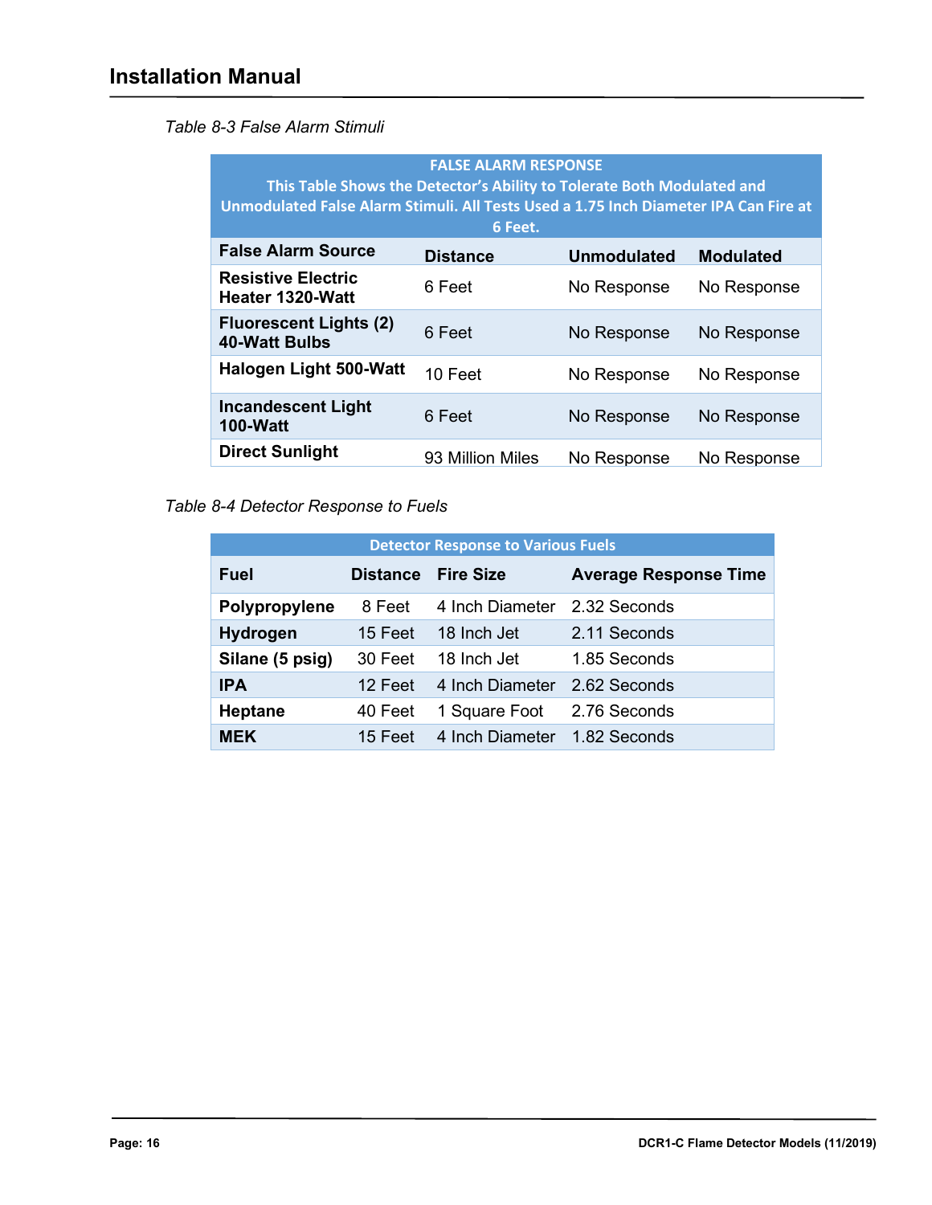*Table 8-3 False Alarm Stimuli*

| FALSE ALARM RESPONSE<br>This Table Shows the Detector's Ability to Tolerate Both Modulated and Unmodulated False Alarm Stimuli. All Tests Used a 1.75 Inch Diameter IPA Can Fire at 6 Feet. | | | |
|---|---|---|---|
| **False Alarm Source** | **Distance** | **Unmodulated** | **Modulated** |
| **Resistive Electric Heater 1320-Watt** | 6 Feet | No Response | No Response |
| **Fluorescent Lights (2) 40-Watt Bulbs** | 6 Feet | No Response | No Response |
| **Halogen Light 500-Watt** | 10 Feet | No Response | No Response |
| **Incandescent Light 100-Watt** | 6 Feet | No Response | No Response |
| **Direct Sunlight** | 93 Million Miles | No Response | No Response |

*Table 8-4 Detector Response to Fuels*

| Detector Response to Various Fuels | | | |
|---|---|---|---|
| **Fuel** | **Distance** | **Fire Size** | **Average Response Time** |
| **Polypropylene** | 8 Feet | 4 Inch Diameter | 2.32 Seconds |
| **Hydrogen** | 15 Feet | 18 Inch Jet | 2.11 Seconds |
| **Silane (5 psig)** | 30 Feet | 18 Inch Jet | 1.85 Seconds |
| **IPA** | 12 Feet | 4 Inch Diameter | 2.62 Seconds |
| **Heptane** | 40 Feet | 1 Square Foot | 2.76 Seconds |
| **MEK** | 15 Feet | 4 Inch Diameter | 1.82 Seconds |